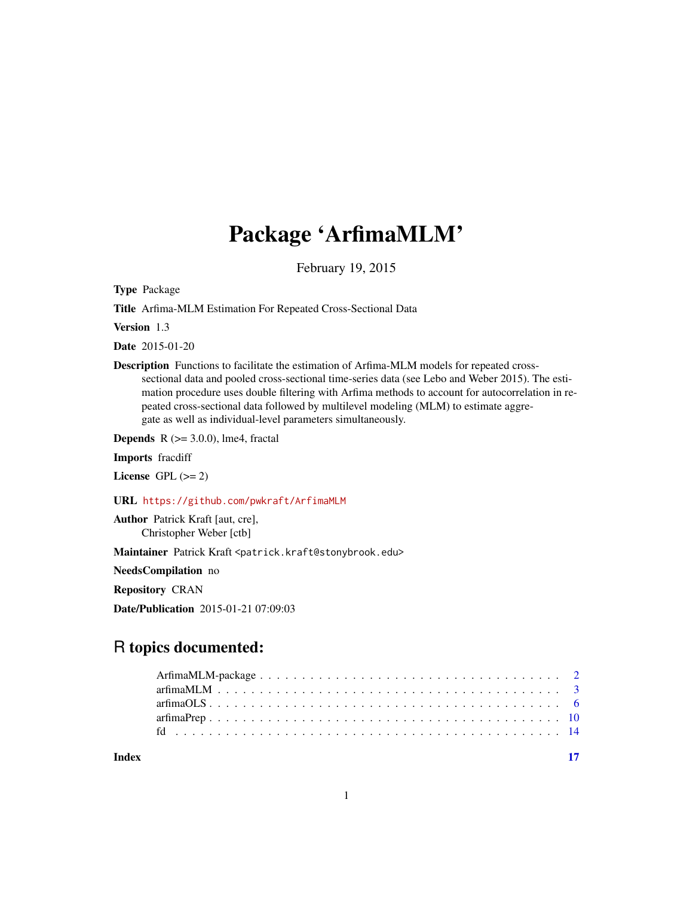# Package 'ArfimaMLM'

February 19, 2015

**Type** Package

**Title** Arfima-MLM Estimation For Repeated Cross-Sectional Data

**Version** 1.3

**Date** 2015-01-20

**Description** Functions to facilitate the estimation of Arfima-MLM models for repeated cross-sectional data and pooled cross-sectional time-series data (see Lebo and Weber 2015). The estimation procedure uses double filtering with Arfima methods to account for autocorrelation in repeated cross-sectional data followed by multilevel modeling (MLM) to estimate aggregate as well as individual-level parameters simultaneously.

**Depends** R (>= 3.0.0), lme4, fractal

**Imports** fracdiff

**License** GPL (>= 2)

**URL** https://github.com/pwkraft/ArfimaMLM

**Author** Patrick Kraft [aut, cre],
Christopher Weber [ctb]

**Maintainer** Patrick Kraft <patrick.kraft@stonybrook.edu>

**NeedsCompilation** no

**Repository** CRAN

**Date/Publication** 2015-01-21 07:09:03

## R topics documented:

- ArfimaMLM-package . . . . . . . . . . 2
- arfimaMLM . . . . . . . . . . 3
- arfimaOLS . . . . . . . . . . 6
- arfimaPrep . . . . . . . . . . 10
- fd . . . . . . . . . . 14

**Index** 17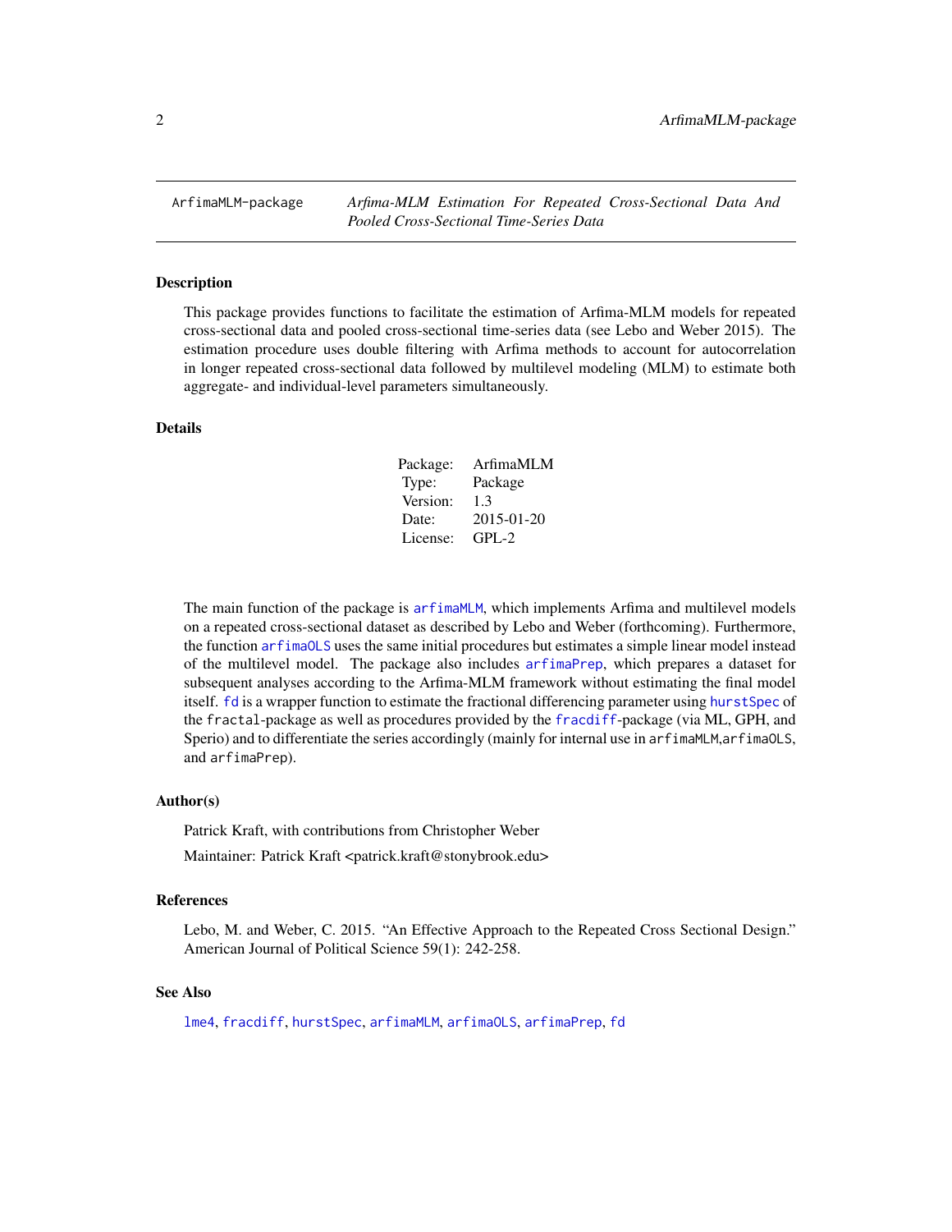# ArfimaMLM-package *Arfima-MLM Estimation For Repeated Cross-Sectional Data And Pooled Cross-Sectional Time-Series Data*

## Description

This package provides functions to facilitate the estimation of Arfima-MLM models for repeated cross-sectional data and pooled cross-sectional time-series data (see Lebo and Weber 2015). The estimation procedure uses double filtering with Arfima methods to account for autocorrelation in longer repeated cross-sectional data followed by multilevel modeling (MLM) to estimate both aggregate- and individual-level parameters simultaneously.

## Details

| | |
|---|---|
| Package: | ArfimaMLM |
| Type: | Package |
| Version: | 1.3 |
| Date: | 2015-01-20 |
| License: | GPL-2 |

The main function of the package is `arfimaMLM`, which implements Arfima and multilevel models on a repeated cross-sectional dataset as described by Lebo and Weber (forthcoming). Furthermore, the function `arfimaOLS` uses the same initial procedures but estimates a simple linear model instead of the multilevel model. The package also includes `arfimaPrep`, which prepares a dataset for subsequent analyses according to the Arfima-MLM framework without estimating the final model itself. `fd` is a wrapper function to estimate the fractional differencing parameter using `hurstSpec` of the `fractal`-package as well as procedures provided by the `fracdiff`-package (via ML, GPH, and Sperio) and to differentiate the series accordingly (mainly for internal use in `arfimaMLM`,`arfimaOLS`, and `arfimaPrep`).

## Author(s)

Patrick Kraft, with contributions from Christopher Weber

Maintainer: Patrick Kraft <patrick.kraft@stonybrook.edu>

## References

Lebo, M. and Weber, C. 2015. "An Effective Approach to the Repeated Cross Sectional Design." American Journal of Political Science 59(1): 242-258.

## See Also

`lme4`, `fracdiff`, `hurstSpec`, `arfimaMLM`, `arfimaOLS`, `arfimaPrep`, `fd`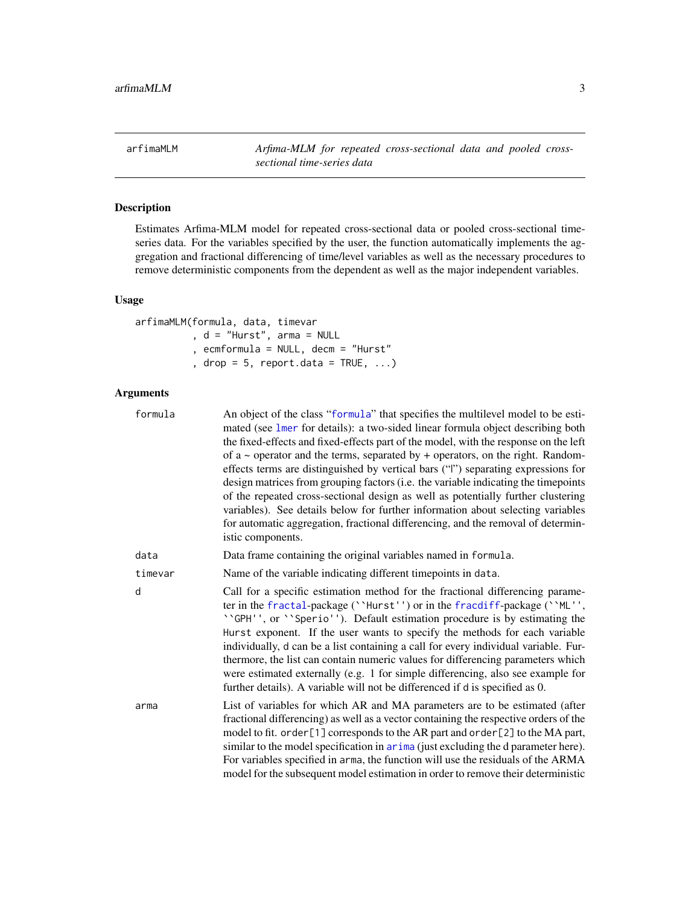`arfimaMLM` *Arfima-MLM for repeated cross-sectional data and pooled cross-sectional time-series data*

## Description

Estimates Arfima-MLM model for repeated cross-sectional data or pooled cross-sectional time-series data. For the variables specified by the user, the function automatically implements the aggregation and fractional differencing of time/level variables as well as the necessary procedures to remove deterministic components from the dependent as well as the major independent variables.

## Usage

```
arfimaMLM(formula, data, timevar
          , d = "Hurst", arma = NULL
          , ecmformula = NULL, decm = "Hurst"
          , drop = 5, report.data = TRUE, ...)
```

## Arguments

| | |
|---|---|
| `formula` | An object of the class "`formula`" that specifies the multilevel model to be estimated (see `lmer` for details): a two-sided linear formula object describing both the fixed-effects and fixed-effects part of the model, with the response on the left of a ~ operator and the terms, separated by + operators, on the right. Random-effects terms are distinguished by vertical bars ("\|") separating expressions for design matrices from grouping factors (i.e. the variable indicating the timepoints of the repeated cross-sectional design as well as potentially further clustering variables). See details below for further information about selecting variables for automatic aggregation, fractional differencing, and the removal of deterministic components. |
| `data` | Data frame containing the original variables named in `formula`. |
| `timevar` | Name of the variable indicating different timepoints in `data`. |
| `d` | Call for a specific estimation method for the fractional differencing parameter in the `fractal`-package (``Hurst'') or in the `fracdiff`-package (``ML'', ``GPH'', or ``Sperio''). Default estimation procedure is by estimating the `Hurst` exponent. If the user wants to specify the methods for each variable individually, d can be a list containing a call for every individual variable. Furthermore, the list can contain numeric values for differencing parameters which were estimated externally (e.g. 1 for simple differencing, also see example for further details). A variable will not be differenced if d is specified as 0. |
| `arma` | List of variables for which AR and MA parameters are to be estimated (after fractional differencing) as well as a vector containing the respective orders of the model to fit. `order[1]` corresponds to the AR part and `order[2]` to the MA part, similar to the model specification in `arima` (just excluding the d parameter here). For variables specified in `arma`, the function will use the residuals of the ARMA model for the subsequent model estimation in order to remove their deterministic |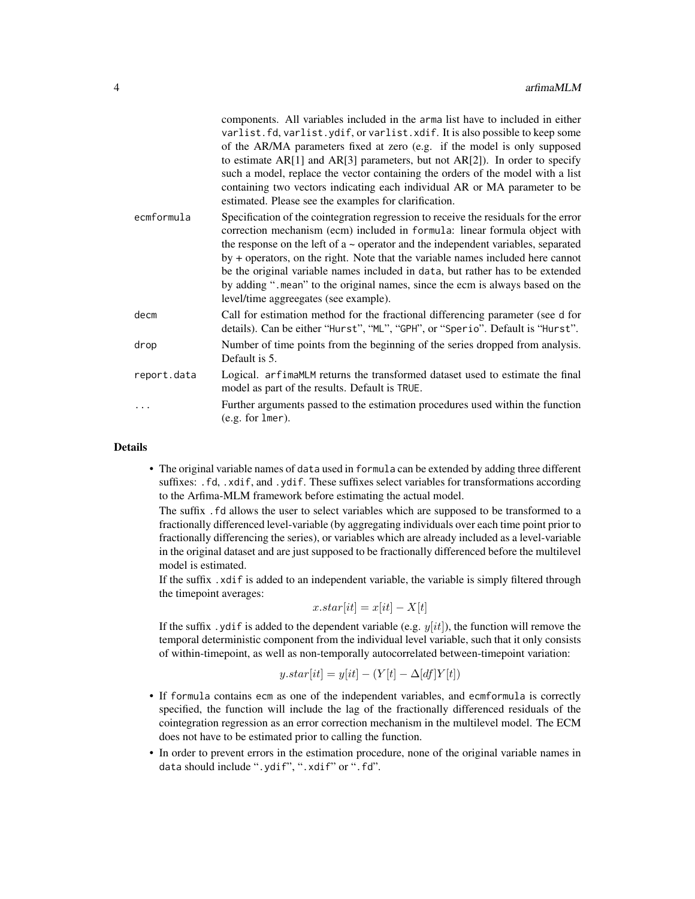components. All variables included in the arma list have to included in either varlist.fd, varlist.ydif, or varlist.xdif. It is also possible to keep some of the AR/MA parameters fixed at zero (e.g. if the model is only supposed to estimate AR[1] and AR[3] parameters, but not AR[2]). In order to specify such a model, replace the vector containing the orders of the model with a list containing two vectors indicating each individual AR or MA parameter to be estimated. Please see the examples for clarification.

ecmformula
: Specification of the cointegration regression to receive the residuals for the error correction mechanism (ecm) included in formula: linear formula object with the response on the left of a ~ operator and the independent variables, separated by + operators, on the right. Note that the variable names included here cannot be the original variable names included in data, but rather has to be extended by adding ".mean" to the original names, since the ecm is always based on the level/time aggreegates (see example).

decm
: Call for estimation method for the fractional differencing parameter (see d for details). Can be either "Hurst", "ML", "GPH", or "Sperio". Default is "Hurst".

drop
: Number of time points from the beginning of the series dropped from analysis. Default is 5.

report.data
: Logical. arfimaMLM returns the transformed dataset used to estimate the final model as part of the results. Default is TRUE.

...
: Further arguments passed to the estimation procedures used within the function (e.g. for lmer).

## Details

- The original variable names of data used in formula can be extended by adding three different suffixes: .fd, .xdif, and .ydif. These suffixes select variables for transformations according to the Arfima-MLM framework before estimating the actual model.

  The suffix .fd allows the user to select variables which are supposed to be transformed to a fractionally differenced level-variable (by aggregating individuals over each time point prior to fractionally differencing the series), or variables which are already included as a level-variable in the original dataset and are just supposed to be fractionally differenced before the multilevel model is estimated.

  If the suffix .xdif is added to an independent variable, the variable is simply filtered through the timepoint averages:

  $$x.star[it] = x[it] - X[t]$$

  If the suffix .ydif is added to the dependent variable (e.g. $y[it]$), the function will remove the temporal deterministic component from the individual level variable, such that it only consists of within-timepoint, as well as non-temporally autocorrelated between-timepoint variation:

  $$y.star[it] = y[it] - (Y[t] - \Delta[df]Y[t])$$

- If formula contains ecm as one of the independent variables, and ecmformula is correctly specified, the function will include the lag of the fractionally differenced residuals of the cointegration regression as an error correction mechanism in the multilevel model. The ECM does not have to be estimated prior to calling the function.
- In order to prevent errors in the estimation procedure, none of the original variable names in data should include ".ydif", ".xdif" or ".fd".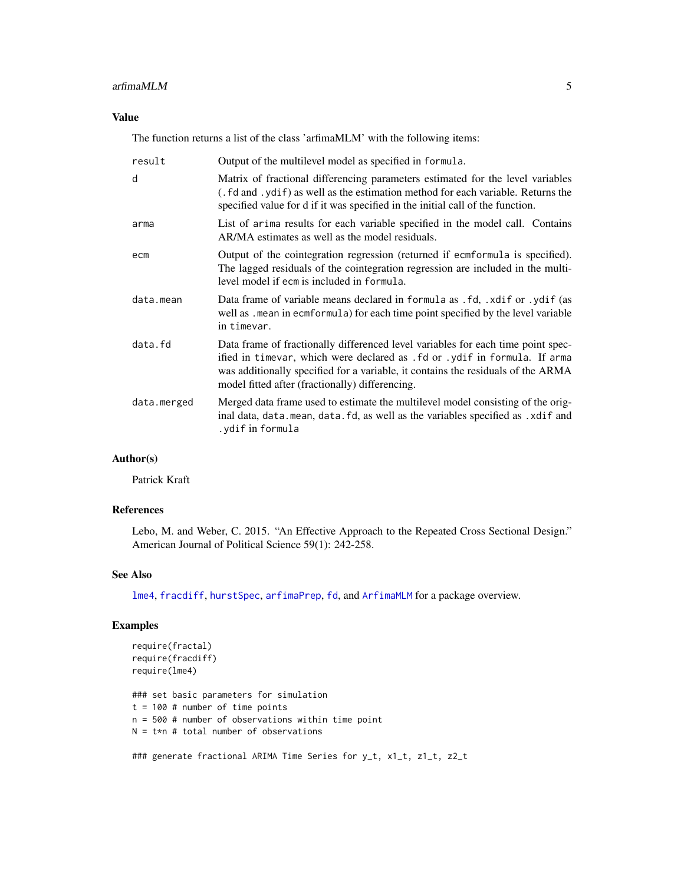## Value

The function returns a list of the class 'arfimaMLM' with the following items:

| | |
|---|---|
| `result` | Output of the multilevel model as specified in `formula`. |
| `d` | Matrix of fractional differencing parameters estimated for the level variables (`.fd` and `.ydif`) as well as the estimation method for each variable. Returns the specified value for d if it was specified in the initial call of the function. |
| `arma` | List of `arima` results for each variable specified in the model call. Contains AR/MA estimates as well as the model residuals. |
| `ecm` | Output of the cointegration regression (returned if `ecmformula` is specified). The lagged residuals of the cointegration regression are included in the multilevel model if `ecm` is included in `formula`. |
| `data.mean` | Data frame of variable means declared in `formula` as `.fd`, `.xdif` or `.ydif` (as well as `.mean` in `ecmformula`) for each time point specified by the level variable in `timevar`. |
| `data.fd` | Data frame of fractionally differenced level variables for each time point specified in `timevar`, which were declared as `.fd` or `.ydif` in `formula`. If `arma` was additionally specified for a variable, it contains the residuals of the ARMA model fitted after (fractionally) differencing. |
| `data.merged` | Merged data frame used to estimate the multilevel model consisting of the original data, `data.mean`, `data.fd`, as well as the variables specified as `.xdif` and `.ydif` in `formula` |

## Author(s)

Patrick Kraft

## References

Lebo, M. and Weber, C. 2015. "An Effective Approach to the Repeated Cross Sectional Design." American Journal of Political Science 59(1): 242-258.

## See Also

`lme4`, `fracdiff`, `hurstSpec`, `arfimaPrep`, `fd`, and `ArfimaMLM` for a package overview.

## Examples

```
require(fractal)
require(fracdiff)
require(lme4)

### set basic parameters for simulation
t = 100 # number of time points
n = 500 # number of observations within time point
N = t*n # total number of observations

### generate fractional ARIMA Time Series for y_t, x1_t, z1_t, z2_t
```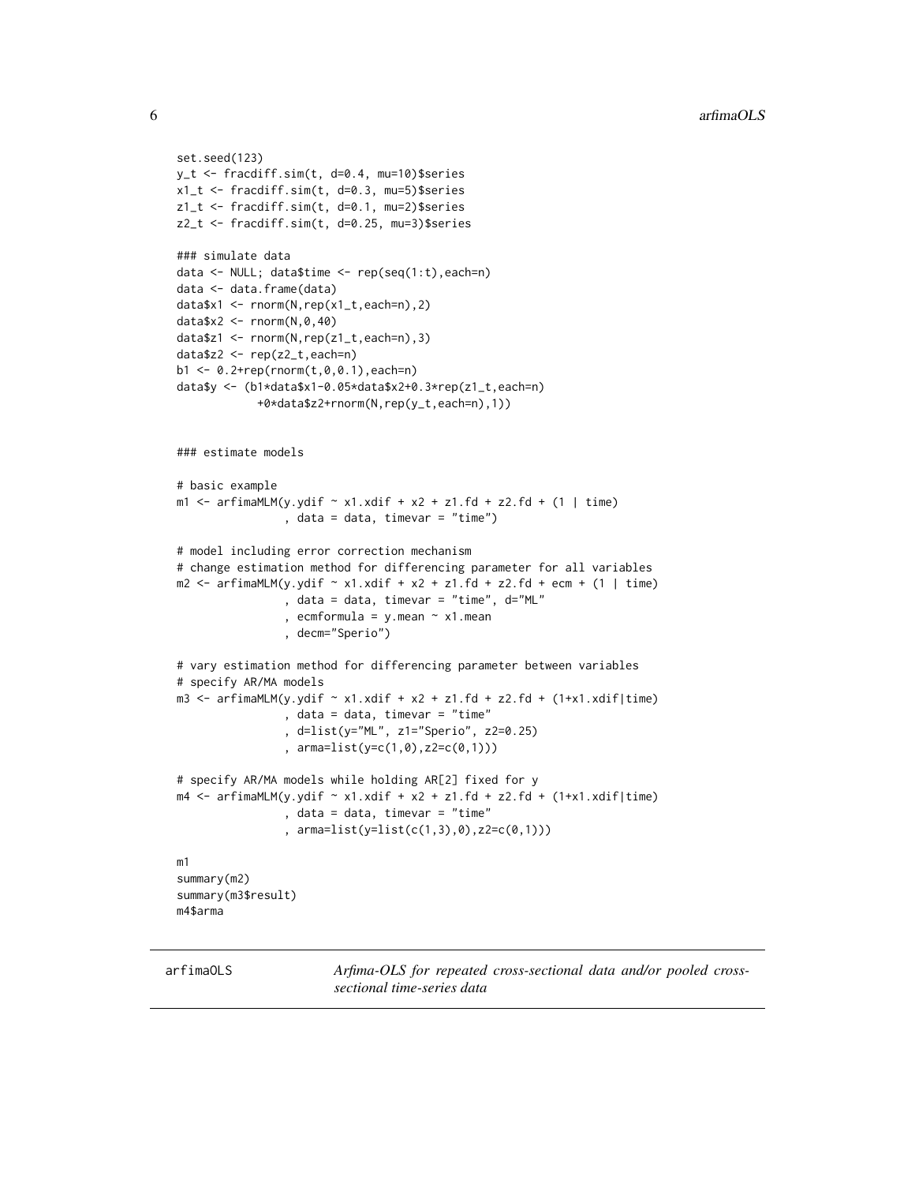```
set.seed(123)
y_t <- fracdiff.sim(t, d=0.4, mu=10)$series
x1_t <- fracdiff.sim(t, d=0.3, mu=5)$series
z1_t <- fracdiff.sim(t, d=0.1, mu=2)$series
z2_t <- fracdiff.sim(t, d=0.25, mu=3)$series

### simulate data
data <- NULL; data$time <- rep(seq(1:t),each=n)
data <- data.frame(data)
data$x1 <- rnorm(N,rep(x1_t,each=n),2)
data$x2 <- rnorm(N,0,40)
data$z1 <- rnorm(N,rep(z1_t,each=n),3)
data$z2 <- rep(z2_t,each=n)
b1 <- 0.2+rep(rnorm(t,0,0.1),each=n)
data$y <- (b1*data$x1-0.05*data$x2+0.3*rep(z1_t,each=n)
            +0*data$z2+rnorm(N,rep(y_t,each=n),1))


### estimate models

# basic example
m1 <- arfimaMLM(y.ydif ~ x1.xdif + x2 + z1.fd + z2.fd + (1 | time)
                , data = data, timevar = "time")

# model including error correction mechanism
# change estimation method for differencing parameter for all variables
m2 <- arfimaMLM(y.ydif ~ x1.xdif + x2 + z1.fd + z2.fd + ecm + (1 | time)
                , data = data, timevar = "time", d="ML"
                , ecmformula = y.mean ~ x1.mean
                , decm="Sperio")

# vary estimation method for differencing parameter between variables
# specify AR/MA models
m3 <- arfimaMLM(y.ydif ~ x1.xdif + x2 + z1.fd + z2.fd + (1+x1.xdif|time)
                , data = data, timevar = "time"
                , d=list(y="ML", z1="Sperio", z2=0.25)
                , arma=list(y=c(1,0),z2=c(0,1)))

# specify AR/MA models while holding AR[2] fixed for y
m4 <- arfimaMLM(y.ydif ~ x1.xdif + x2 + z1.fd + z2.fd + (1+x1.xdif|time)
                , data = data, timevar = "time"
                , arma=list(y=list(c(1,3),0),z2=c(0,1)))

m1
summary(m2)
summary(m3$result)
m4$arma
```

---

arfimaOLS — *Arfima-OLS for repeated cross-sectional data and/or pooled cross-sectional time-series data*

---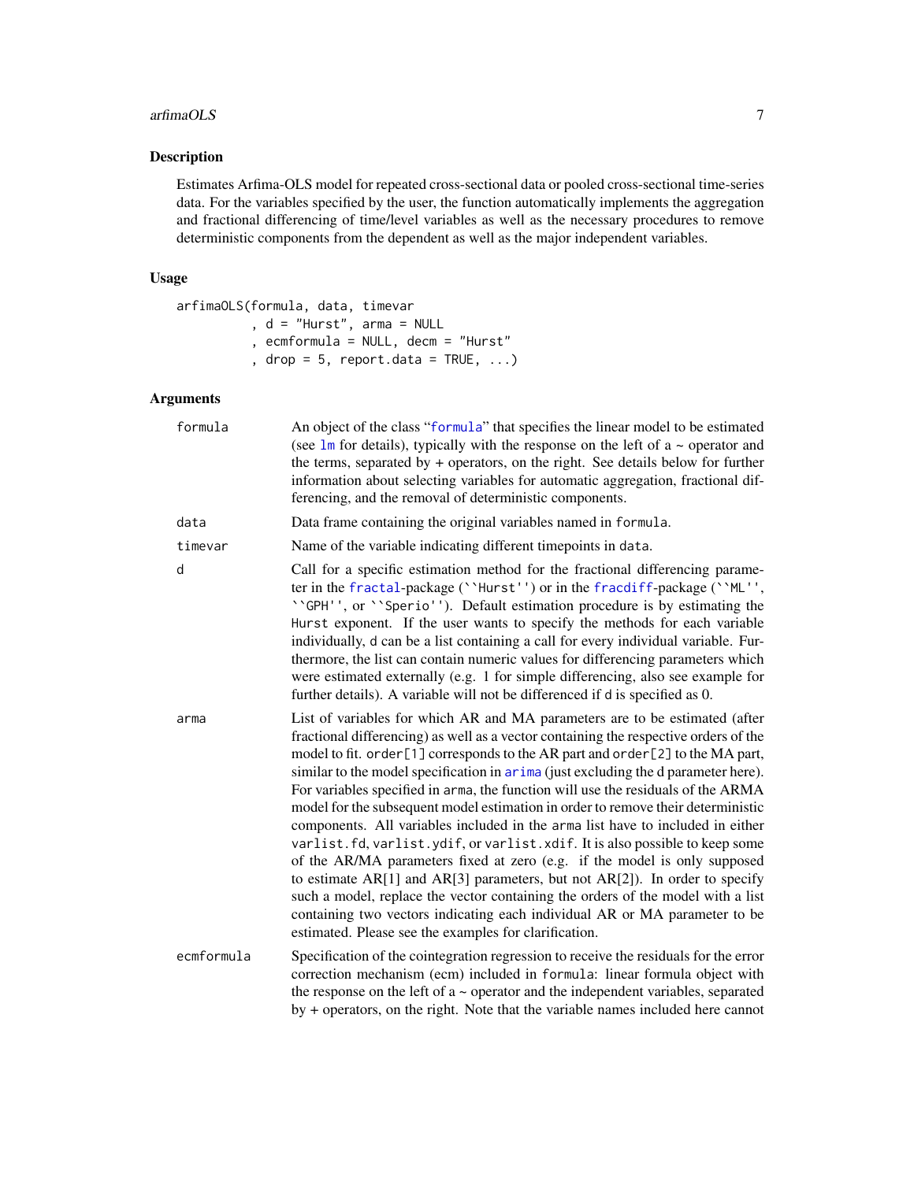### Description

Estimates Arfima-OLS model for repeated cross-sectional data or pooled cross-sectional time-series data. For the variables specified by the user, the function automatically implements the aggregation and fractional differencing of time/level variables as well as the necessary procedures to remove deterministic components from the dependent as well as the major independent variables.

### Usage

```
arfimaOLS(formula, data, timevar
         , d = "Hurst", arma = NULL
         , ecmformula = NULL, decm = "Hurst"
         , drop = 5, report.data = TRUE, ...)
```

### Arguments

**formula** An object of the class "formula" that specifies the linear model to be estimated (see lm for details), typically with the response on the left of a ~ operator and the terms, separated by + operators, on the right. See details below for further information about selecting variables for automatic aggregation, fractional differencing, and the removal of deterministic components.

**data** Data frame containing the original variables named in formula.

**timevar** Name of the variable indicating different timepoints in data.

**d** Call for a specific estimation method for the fractional differencing parameter in the fractal-package (``Hurst'') or in the fracdiff-package (``ML'', ``GPH'', or ``Sperio''). Default estimation procedure is by estimating the Hurst exponent. If the user wants to specify the methods for each variable individually, d can be a list containing a call for every individual variable. Furthermore, the list can contain numeric values for differencing parameters which were estimated externally (e.g. 1 for simple differencing, also see example for further details). A variable will not be differenced if d is specified as 0.

**arma** List of variables for which AR and MA parameters are to be estimated (after fractional differencing) as well as a vector containing the respective orders of the model to fit. order[1] corresponds to the AR part and order[2] to the MA part, similar to the model specification in arima (just excluding the d parameter here). For variables specified in arma, the function will use the residuals of the ARMA model for the subsequent model estimation in order to remove their deterministic components. All variables included in the arma list have to included in either varlist.fd, varlist.ydif, or varlist.xdif. It is also possible to keep some of the AR/MA parameters fixed at zero (e.g. if the model is only supposed to estimate AR[1] and AR[3] parameters, but not AR[2]). In order to specify such a model, replace the vector containing the orders of the model with a list containing two vectors indicating each individual AR or MA parameter to be estimated. Please see the examples for clarification.

**ecmformula** Specification of the cointegration regression to receive the residuals for the error correction mechanism (ecm) included in formula: linear formula object with the response on the left of a ~ operator and the independent variables, separated by + operators, on the right. Note that the variable names included here cannot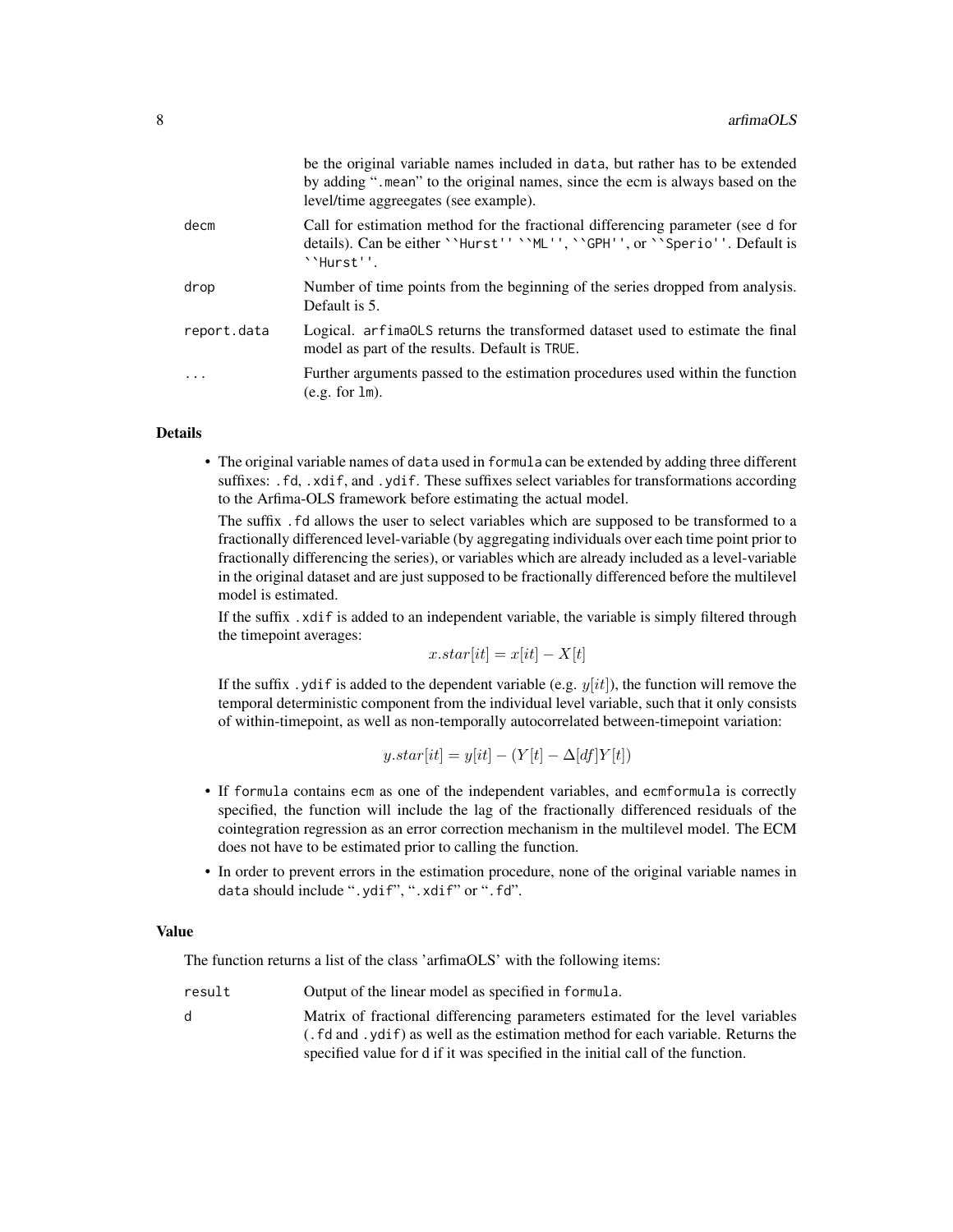be the original variable names included in data, but rather has to be extended by adding ".mean" to the original names, since the ecm is always based on the level/time aggreegates (see example).

decm
: Call for estimation method for the fractional differencing parameter (see d for details). Can be either ``Hurst'' ``ML'', ``GPH'', or ``Sperio''. Default is ``Hurst''.

drop
: Number of time points from the beginning of the series dropped from analysis. Default is 5.

report.data
: Logical. arfimaOLS returns the transformed dataset used to estimate the final model as part of the results. Default is TRUE.

...
: Further arguments passed to the estimation procedures used within the function (e.g. for lm).

## Details

- The original variable names of data used in formula can be extended by adding three different suffixes: .fd, .xdif, and .ydif. These suffixes select variables for transformations according to the Arfima-OLS framework before estimating the actual model.

  The suffix .fd allows the user to select variables which are supposed to be transformed to a fractionally differenced level-variable (by aggregating individuals over each time point prior to fractionally differencing the series), or variables which are already included as a level-variable in the original dataset and are just supposed to be fractionally differenced before the multilevel model is estimated.

  If the suffix .xdif is added to an independent variable, the variable is simply filtered through the timepoint averages:

  $$x.star[it] = x[it] - X[t]$$

  If the suffix .ydif is added to the dependent variable (e.g. $y[it]$), the function will remove the temporal deterministic component from the individual level variable, such that it only consists of within-timepoint, as well as non-temporally autocorrelated between-timepoint variation:

  $$y.star[it] = y[it] - (Y[t] - \Delta[df]Y[t])$$

- If formula contains ecm as one of the independent variables, and ecmformula is correctly specified, the function will include the lag of the fractionally differenced residuals of the cointegration regression as an error correction mechanism in the multilevel model. The ECM does not have to be estimated prior to calling the function.
- In order to prevent errors in the estimation procedure, none of the original variable names in data should include ".ydif", ".xdif" or ".fd".

## Value

The function returns a list of the class 'arfimaOLS' with the following items:

result
: Output of the linear model as specified in formula.

d
: Matrix of fractional differencing parameters estimated for the level variables (.fd and .ydif) as well as the estimation method for each variable. Returns the specified value for d if it was specified in the initial call of the function.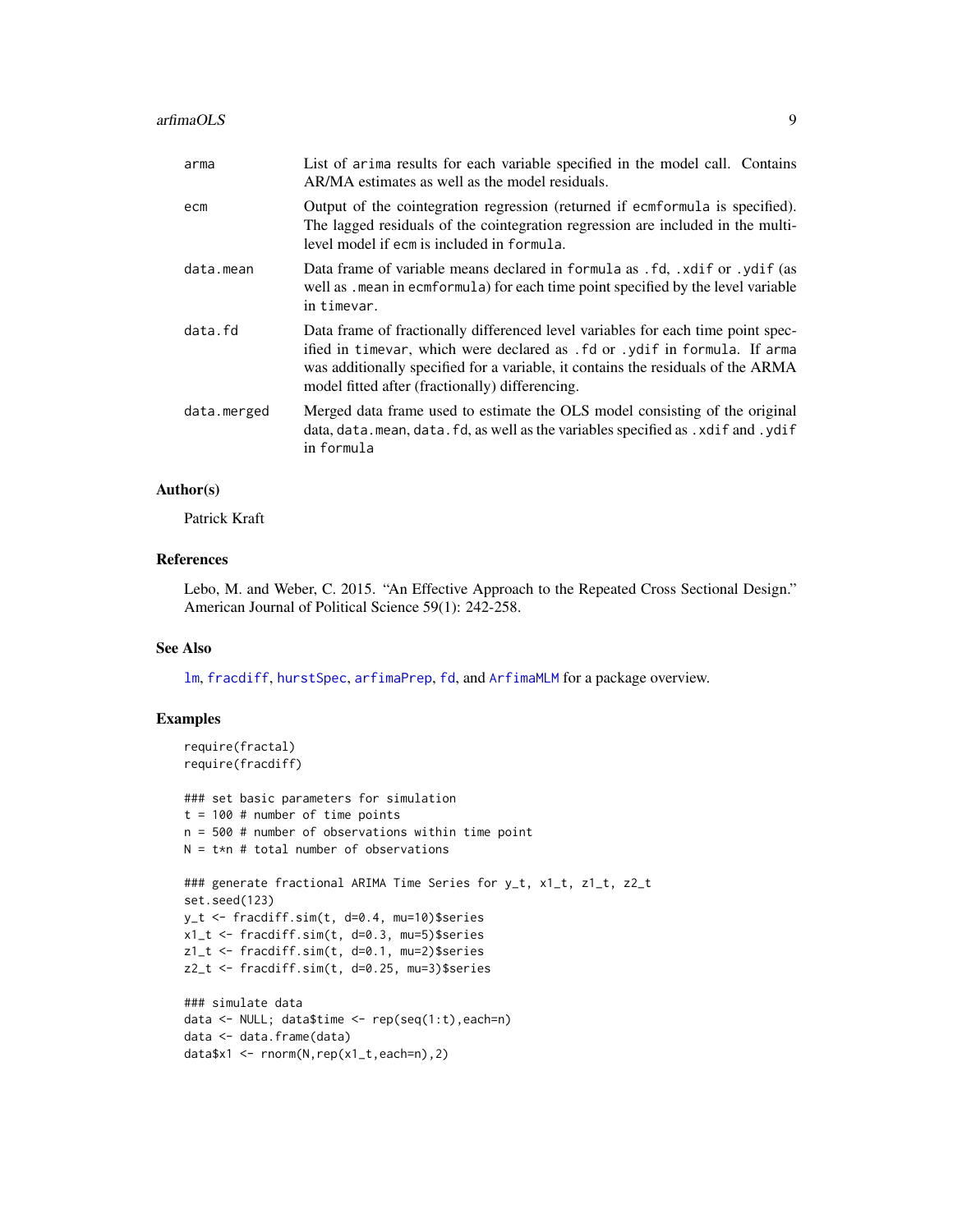| | |
|---|---|
| arma | List of arima results for each variable specified in the model call. Contains AR/MA estimates as well as the model residuals. |
| ecm | Output of the cointegration regression (returned if ecmformula is specified). The lagged residuals of the cointegration regression are included in the multi-level model if ecm is included in formula. |
| data.mean | Data frame of variable means declared in formula as .fd, .xdif or .ydif (as well as .mean in ecmformula) for each time point specified by the level variable in timevar. |
| data.fd | Data frame of fractionally differenced level variables for each time point specified in timevar, which were declared as .fd or .ydif in formula. If arma was additionally specified for a variable, it contains the residuals of the ARMA model fitted after (fractionally) differencing. |
| data.merged | Merged data frame used to estimate the OLS model consisting of the original data, data.mean, data.fd, as well as the variables specified as .xdif and .ydif in formula |

## Author(s)

Patrick Kraft

## References

Lebo, M. and Weber, C. 2015. "An Effective Approach to the Repeated Cross Sectional Design." American Journal of Political Science 59(1): 242-258.

## See Also

lm, fracdiff, hurstSpec, arfimaPrep, fd, and ArfimaMLM for a package overview.

## Examples

```
require(fractal)
require(fracdiff)

### set basic parameters for simulation
t = 100 # number of time points
n = 500 # number of observations within time point
N = t*n # total number of observations

### generate fractional ARIMA Time Series for y_t, x1_t, z1_t, z2_t
set.seed(123)
y_t <- fracdiff.sim(t, d=0.4, mu=10)$series
x1_t <- fracdiff.sim(t, d=0.3, mu=5)$series
z1_t <- fracdiff.sim(t, d=0.1, mu=2)$series
z2_t <- fracdiff.sim(t, d=0.25, mu=3)$series

### simulate data
data <- NULL; data$time <- rep(seq(1:t),each=n)
data <- data.frame(data)
data$x1 <- rnorm(N,rep(x1_t,each=n),2)
```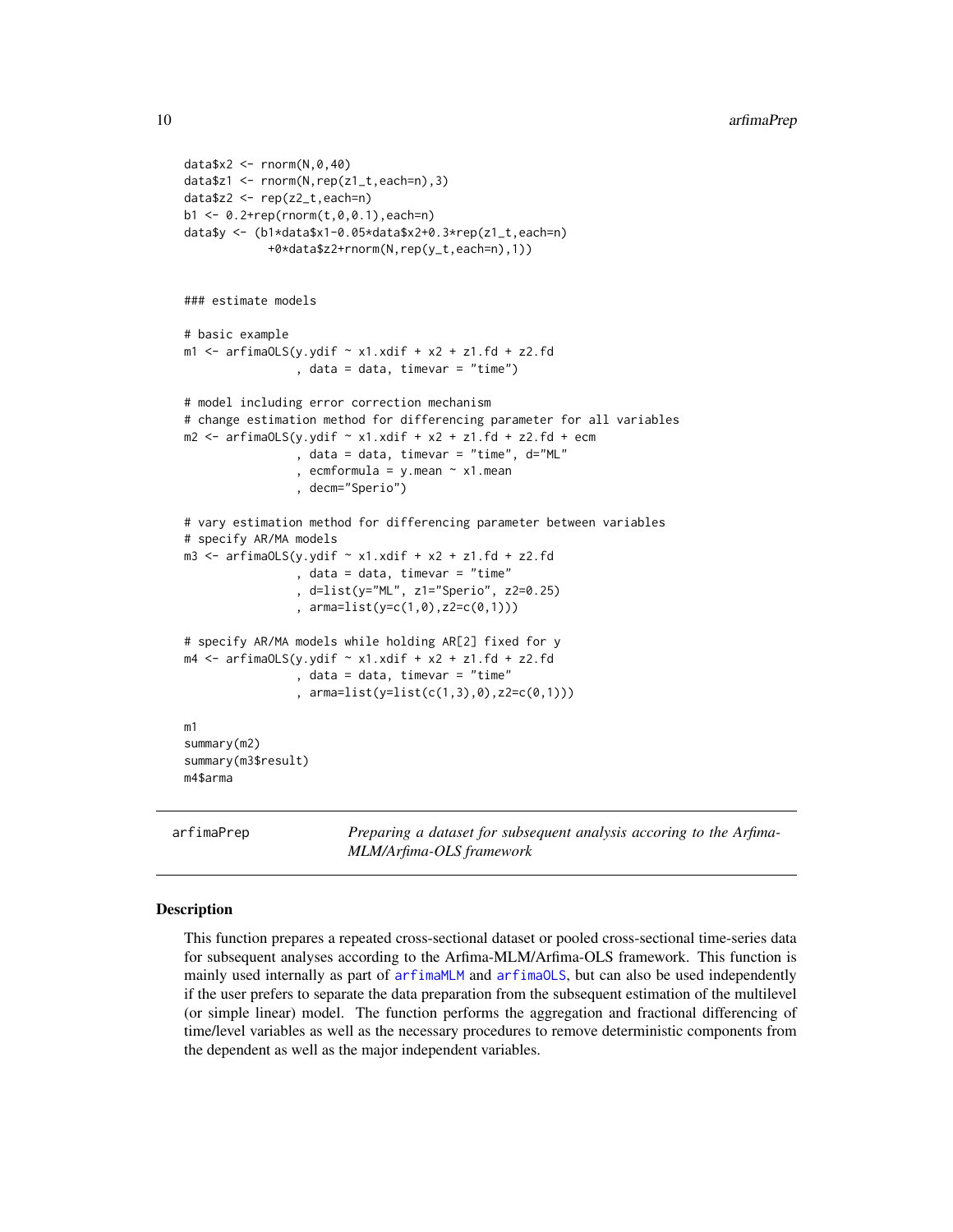```
data$x2 <- rnorm(N,0,40)
data$z1 <- rnorm(N,rep(z1_t,each=n),3)
data$z2 <- rep(z2_t,each=n)
b1 <- 0.2+rep(rnorm(t,0,0.1),each=n)
data$y <- (b1*data$x1-0.05*data$x2+0.3*rep(z1_t,each=n)
           +0*data$z2+rnorm(N,rep(y_t,each=n),1))


### estimate models

# basic example
m1 <- arfimaOLS(y.ydif ~ x1.xdif + x2 + z1.fd + z2.fd
                , data = data, timevar = "time")

# model including error correction mechanism
# change estimation method for differencing parameter for all variables
m2 <- arfimaOLS(y.ydif ~ x1.xdif + x2 + z1.fd + z2.fd + ecm
                , data = data, timevar = "time", d="ML"
                , ecmformula = y.mean ~ x1.mean
                , decm="Sperio")

# vary estimation method for differencing parameter between variables
# specify AR/MA models
m3 <- arfimaOLS(y.ydif ~ x1.xdif + x2 + z1.fd + z2.fd
                , data = data, timevar = "time"
                , d=list(y="ML", z1="Sperio", z2=0.25)
                , arma=list(y=c(1,0),z2=c(0,1)))

# specify AR/MA models while holding AR[2] fixed for y
m4 <- arfimaOLS(y.ydif ~ x1.xdif + x2 + z1.fd + z2.fd
                , data = data, timevar = "time"
                , arma=list(y=list(c(1,3),0),z2=c(0,1)))

m1
summary(m2)
summary(m3$result)
m4$arma
```

## arfimaPrep

*Preparing a dataset for subsequent analysis accoring to the Arfima-MLM/Arfima-OLS framework*

### Description

This function prepares a repeated cross-sectional dataset or pooled cross-sectional time-series data for subsequent analyses according to the Arfima-MLM/Arfima-OLS framework. This function is mainly used internally as part of arfimaMLM and arfimaOLS, but can also be used independently if the user prefers to separate the data preparation from the subsequent estimation of the multilevel (or simple linear) model. The function performs the aggregation and fractional differencing of time/level variables as well as the necessary procedures to remove deterministic components from the dependent as well as the major independent variables.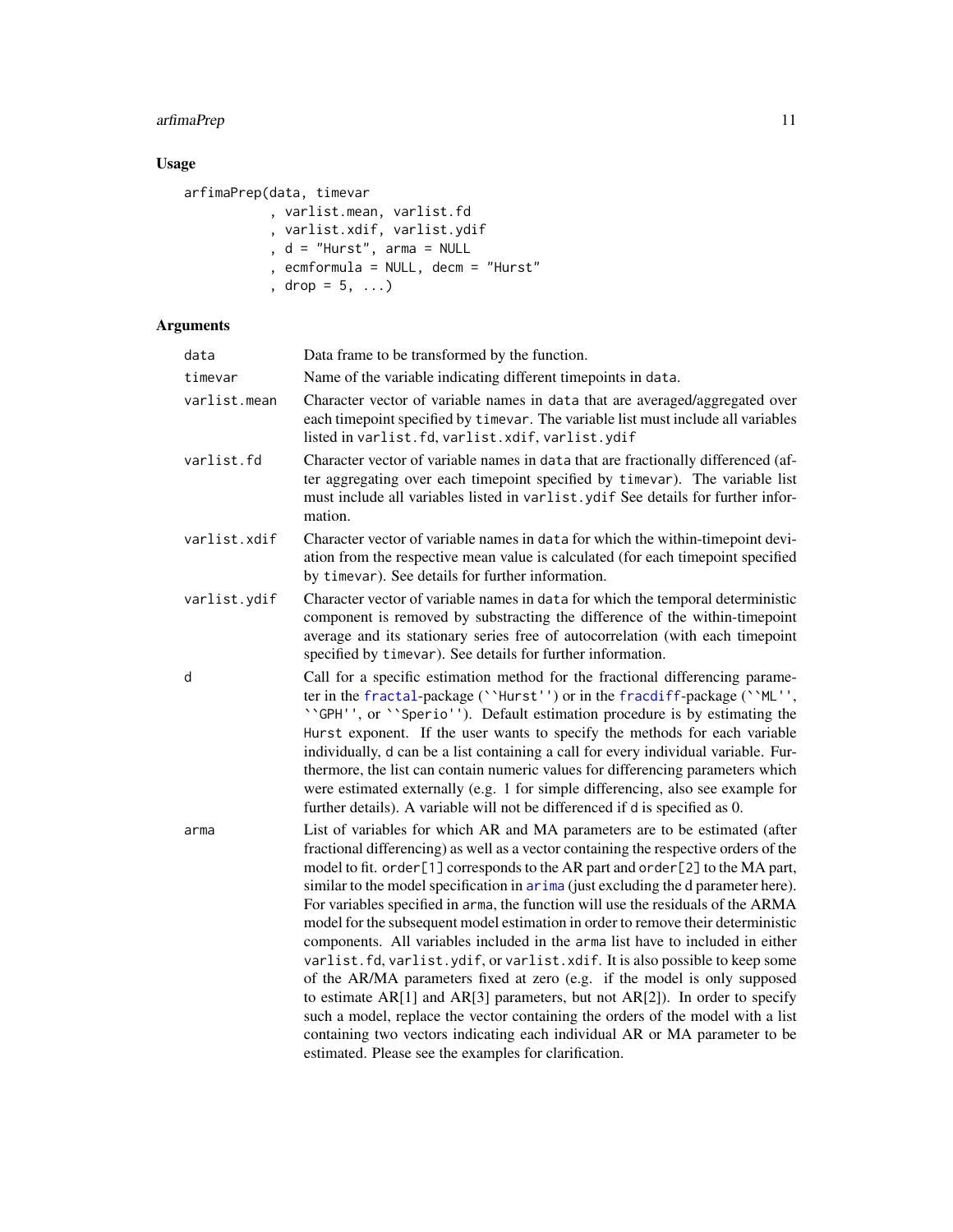## Usage

```
arfimaPrep(data, timevar
           , varlist.mean, varlist.fd
           , varlist.xdif, varlist.ydif
           , d = "Hurst", arma = NULL
           , ecmformula = NULL, decm = "Hurst"
           , drop = 5, ...)
```

## Arguments

| | |
|---|---|
| data | Data frame to be transformed by the function. |
| timevar | Name of the variable indicating different timepoints in data. |
| varlist.mean | Character vector of variable names in data that are averaged/aggregated over each timepoint specified by timevar. The variable list must include all variables listed in varlist.fd, varlist.xdif, varlist.ydif |
| varlist.fd | Character vector of variable names in data that are fractionally differenced (after aggregating over each timepoint specified by timevar). The variable list must include all variables listed in varlist.ydif See details for further information. |
| varlist.xdif | Character vector of variable names in data for which the within-timepoint deviation from the respective mean value is calculated (for each timepoint specified by timevar). See details for further information. |
| varlist.ydif | Character vector of variable names in data for which the temporal deterministic component is removed by substracting the difference of the within-timepoint average and its stationary series free of autocorrelation (with each timepoint specified by timevar). See details for further information. |
| d | Call for a specific estimation method for the fractional differencing parameter in the fractal-package (``Hurst'') or in the fracdiff-package (``ML'', ``GPH'', or ``Sperio''). Default estimation procedure is by estimating the Hurst exponent. If the user wants to specify the methods for each variable individually, d can be a list containing a call for every individual variable. Furthermore, the list can contain numeric values for differencing parameters which were estimated externally (e.g. 1 for simple differencing, also see example for further details). A variable will not be differenced if d is specified as 0. |
| arma | List of variables for which AR and MA parameters are to be estimated (after fractional differencing) as well as a vector containing the respective orders of the model to fit. order[1] corresponds to the AR part and order[2] to the MA part, similar to the model specification in arima (just excluding the d parameter here). For variables specified in arma, the function will use the residuals of the ARMA model for the subsequent model estimation in order to remove their deterministic components. All variables included in the arma list have to included in either varlist.fd, varlist.ydif, or varlist.xdif. It is also possible to keep some of the AR/MA parameters fixed at zero (e.g. if the model is only supposed to estimate AR[1] and AR[3] parameters, but not AR[2]). In order to specify such a model, replace the vector containing the orders of the model with a list containing two vectors indicating each individual AR or MA parameter to be estimated. Please see the examples for clarification. |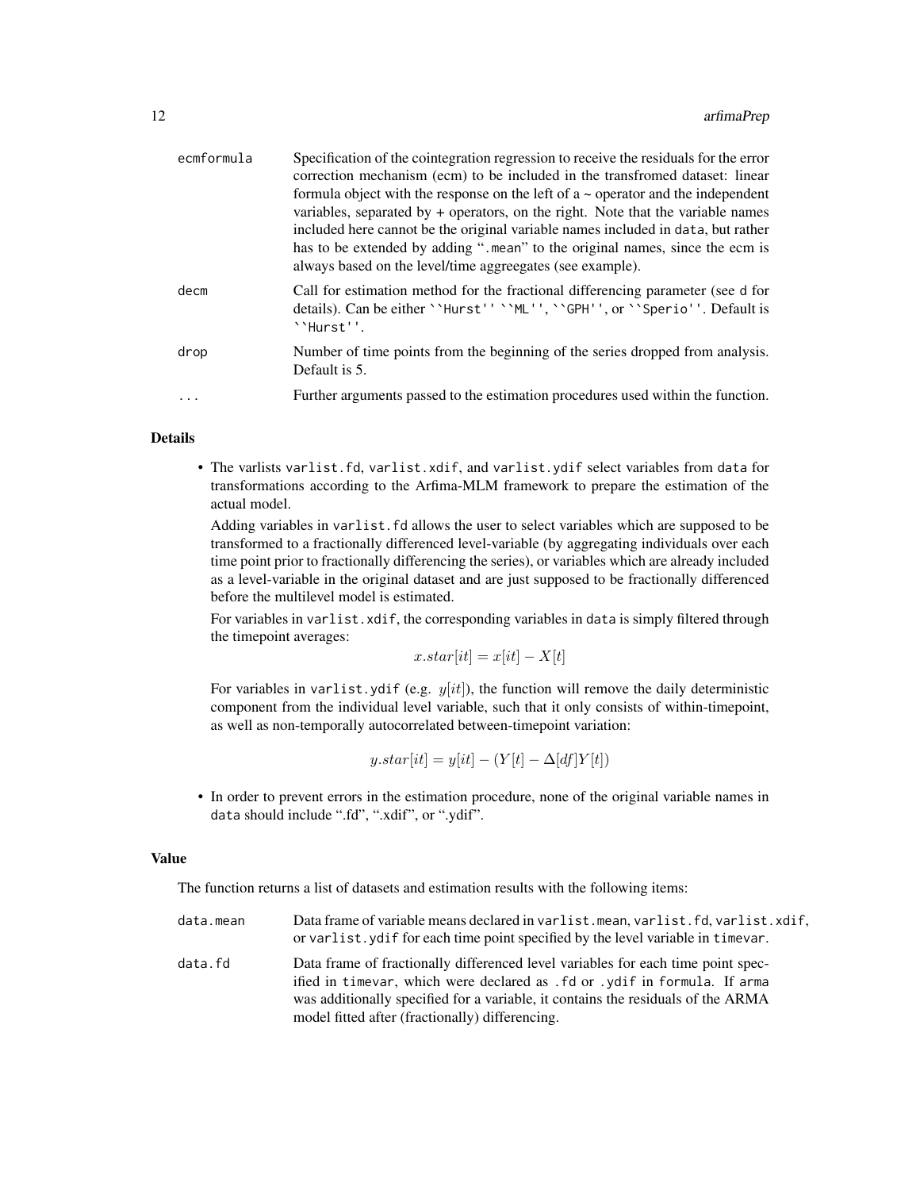| | |
|---|---|
| ecmformula | Specification of the cointegration regression to receive the residuals for the error correction mechanism (ecm) to be included in the transfromed dataset: linear formula object with the response on the left of a ~ operator and the independent variables, separated by + operators, on the right. Note that the variable names included here cannot be the original variable names included in data, but rather has to be extended by adding ".mean" to the original names, since the ecm is always based on the level/time aggreegates (see example). |
| decm | Call for estimation method for the fractional differencing parameter (see d for details). Can be either ``Hurst'' ``ML'', ``GPH'', or ``Sperio''. Default is ``Hurst''. |
| drop | Number of time points from the beginning of the series dropped from analysis. Default is 5. |
| ... | Further arguments passed to the estimation procedures used within the function. |

## Details

- The varlists varlist.fd, varlist.xdif, and varlist.ydif select variables from data for transformations according to the Arfima-MLM framework to prepare the estimation of the actual model.

  Adding variables in varlist.fd allows the user to select variables which are supposed to be transformed to a fractionally differenced level-variable (by aggregating individuals over each time point prior to fractionally differencing the series), or variables which are already included as a level-variable in the original dataset and are just supposed to be fractionally differenced before the multilevel model is estimated.

  For variables in varlist.xdif, the corresponding variables in data is simply filtered through the timepoint averages:

  $$x.star[it] = x[it] - X[t]$$

  For variables in varlist.ydif (e.g. $y[it]$), the function will remove the daily deterministic component from the individual level variable, such that it only consists of within-timepoint, as well as non-temporally autocorrelated between-timepoint variation:

  $$y.star[it] = y[it] - (Y[t] - \Delta[df]Y[t])$$

- In order to prevent errors in the estimation procedure, none of the original variable names in data should include ".fd", ".xdif", or ".ydif".

## Value

The function returns a list of datasets and estimation results with the following items:

| | |
|---|---|
| data.mean | Data frame of variable means declared in varlist.mean, varlist.fd, varlist.xdif, or varlist.ydif for each time point specified by the level variable in timevar. |
| data.fd | Data frame of fractionally differenced level variables for each time point specified in timevar, which were declared as .fd or .ydif in formula. If arma was additionally specified for a variable, it contains the residuals of the ARMA model fitted after (fractionally) differencing. |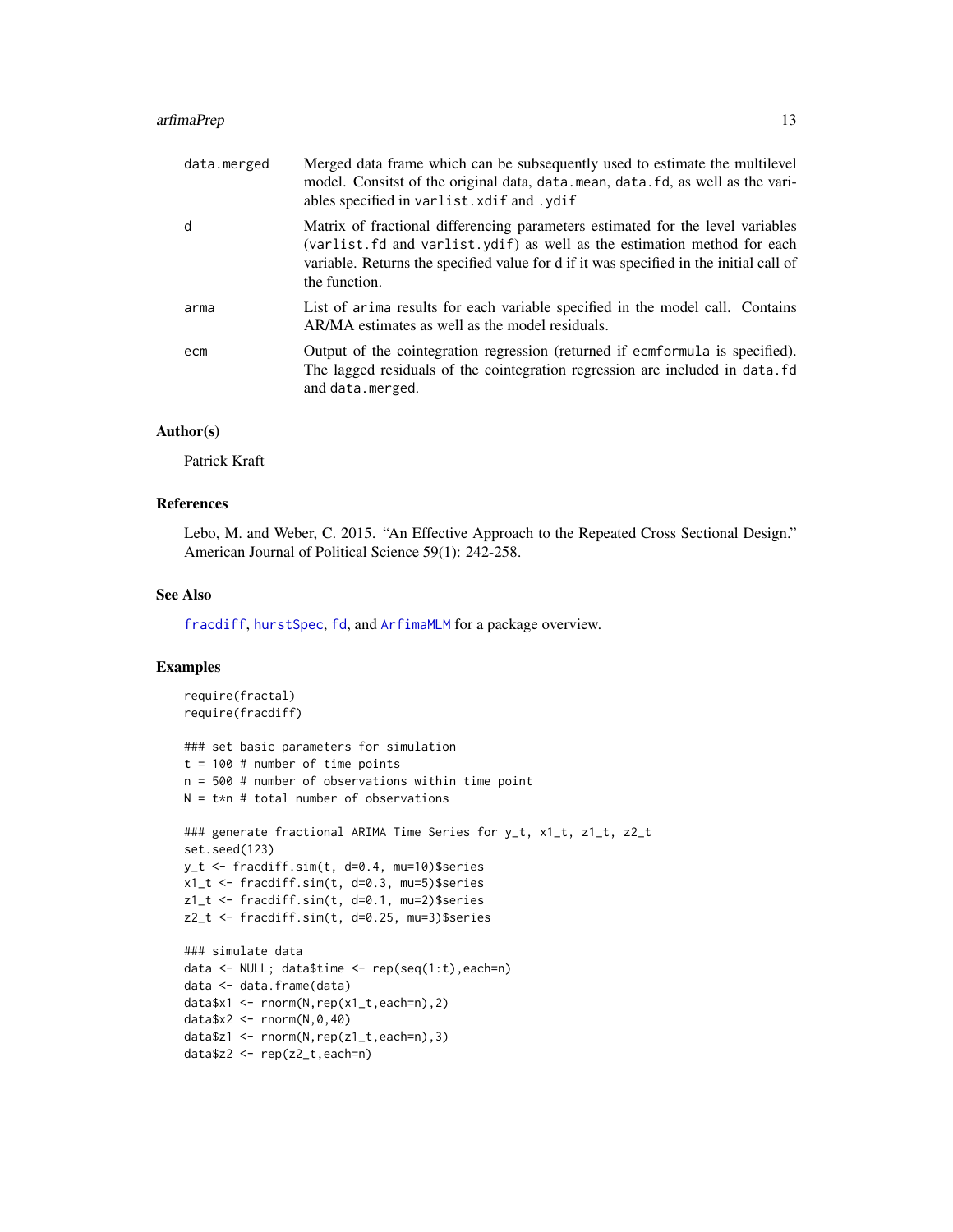| | |
|---|---|
| data.merged | Merged data frame which can be subsequently used to estimate the multilevel model. Consitst of the original data, data.mean, data.fd, as well as the variables specified in varlist.xdif and .ydif |
| d | Matrix of fractional differencing parameters estimated for the level variables (varlist.fd and varlist.ydif) as well as the estimation method for each variable. Returns the specified value for d if it was specified in the initial call of the function. |
| arma | List of arima results for each variable specified in the model call. Contains AR/MA estimates as well as the model residuals. |
| ecm | Output of the cointegration regression (returned if ecmformula is specified). The lagged residuals of the cointegration regression are included in data.fd and data.merged. |

## Author(s)

Patrick Kraft

## References

Lebo, M. and Weber, C. 2015. "An Effective Approach to the Repeated Cross Sectional Design." American Journal of Political Science 59(1): 242-258.

## See Also

fracdiff, hurstSpec, fd, and ArfimaMLM for a package overview.

## Examples

```
require(fractal)
require(fracdiff)

### set basic parameters for simulation
t = 100 # number of time points
n = 500 # number of observations within time point
N = t*n # total number of observations

### generate fractional ARIMA Time Series for y_t, x1_t, z1_t, z2_t
set.seed(123)
y_t <- fracdiff.sim(t, d=0.4, mu=10)$series
x1_t <- fracdiff.sim(t, d=0.3, mu=5)$series
z1_t <- fracdiff.sim(t, d=0.1, mu=2)$series
z2_t <- fracdiff.sim(t, d=0.25, mu=3)$series

### simulate data
data <- NULL; data$time <- rep(seq(1:t),each=n)
data <- data.frame(data)
data$x1 <- rnorm(N,rep(x1_t,each=n),2)
data$x2 <- rnorm(N,0,40)
data$z1 <- rnorm(N,rep(z1_t,each=n),3)
data$z2 <- rep(z2_t,each=n)
```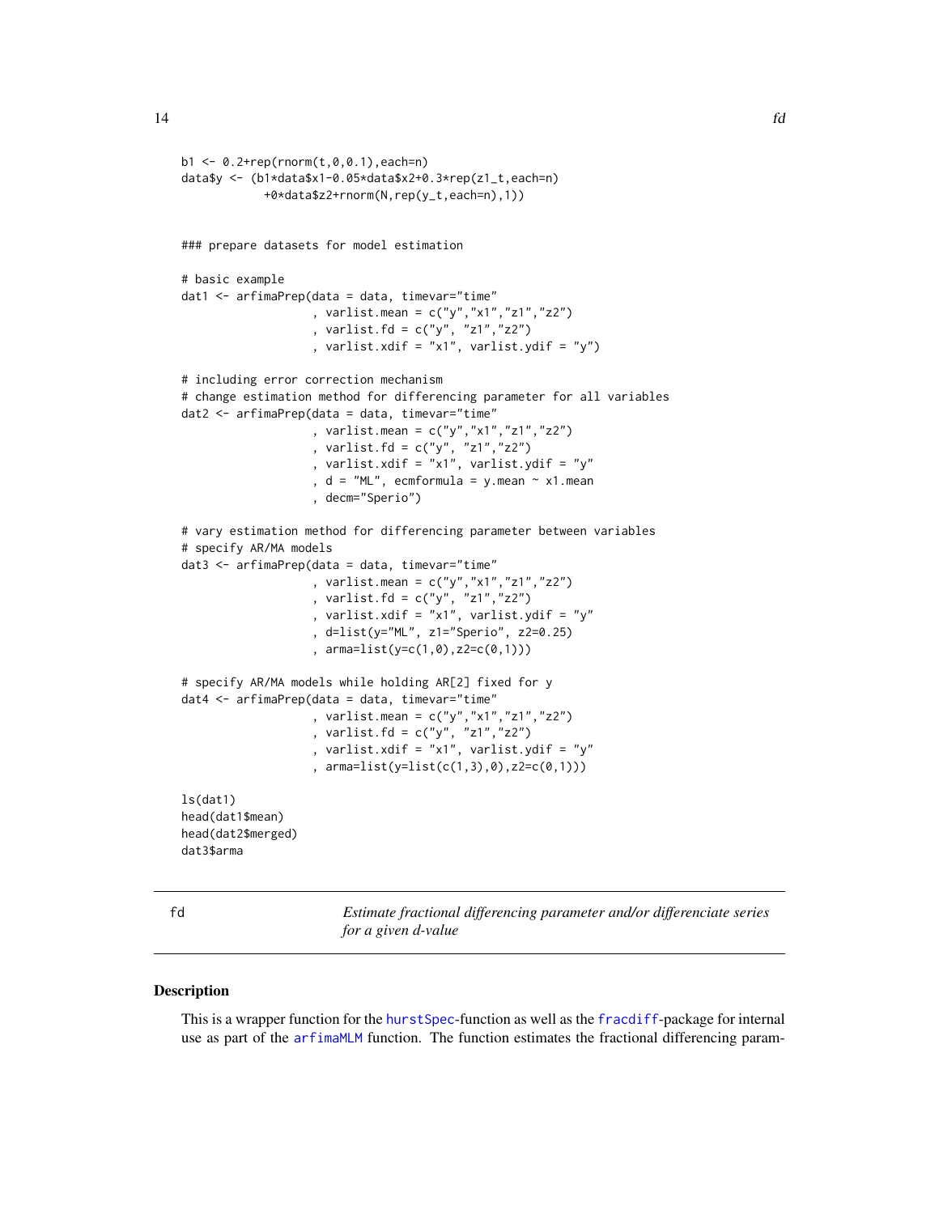```
b1 <- 0.2+rep(rnorm(t,0,0.1),each=n)
data$y <- (b1*data$x1-0.05*data$x2+0.3*rep(z1_t,each=n)
           +0*data$z2+rnorm(N,rep(y_t,each=n),1))


### prepare datasets for model estimation

# basic example
dat1 <- arfimaPrep(data = data, timevar="time"
                   , varlist.mean = c("y","x1","z1","z2")
                   , varlist.fd = c("y", "z1","z2")
                   , varlist.xdif = "x1", varlist.ydif = "y")

# including error correction mechanism
# change estimation method for differencing parameter for all variables
dat2 <- arfimaPrep(data = data, timevar="time"
                   , varlist.mean = c("y","x1","z1","z2")
                   , varlist.fd = c("y", "z1","z2")
                   , varlist.xdif = "x1", varlist.ydif = "y"
                   , d = "ML", ecmformula = y.mean ~ x1.mean
                   , decm="Sperio")

# vary estimation method for differencing parameter between variables
# specify AR/MA models
dat3 <- arfimaPrep(data = data, timevar="time"
                   , varlist.mean = c("y","x1","z1","z2")
                   , varlist.fd = c("y", "z1","z2")
                   , varlist.xdif = "x1", varlist.ydif = "y"
                   , d=list(y="ML", z1="Sperio", z2=0.25)
                   , arma=list(y=c(1,0),z2=c(0,1)))

# specify AR/MA models while holding AR[2] fixed for y
dat4 <- arfimaPrep(data = data, timevar="time"
                   , varlist.mean = c("y","x1","z1","z2")
                   , varlist.fd = c("y", "z1","z2")
                   , varlist.xdif = "x1", varlist.ydif = "y"
                   , arma=list(y=list(c(1,3),0),z2=c(0,1)))

ls(dat1)
head(dat1$mean)
head(dat2$merged)
dat3$arma
```

## fd — *Estimate fractional differencing parameter and/or differenciate series for a given d-value*

### Description

This is a wrapper function for the hurstSpec-function as well as the fracdiff-package for internal use as part of the arfimaMLM function. The function estimates the fractional differencing param-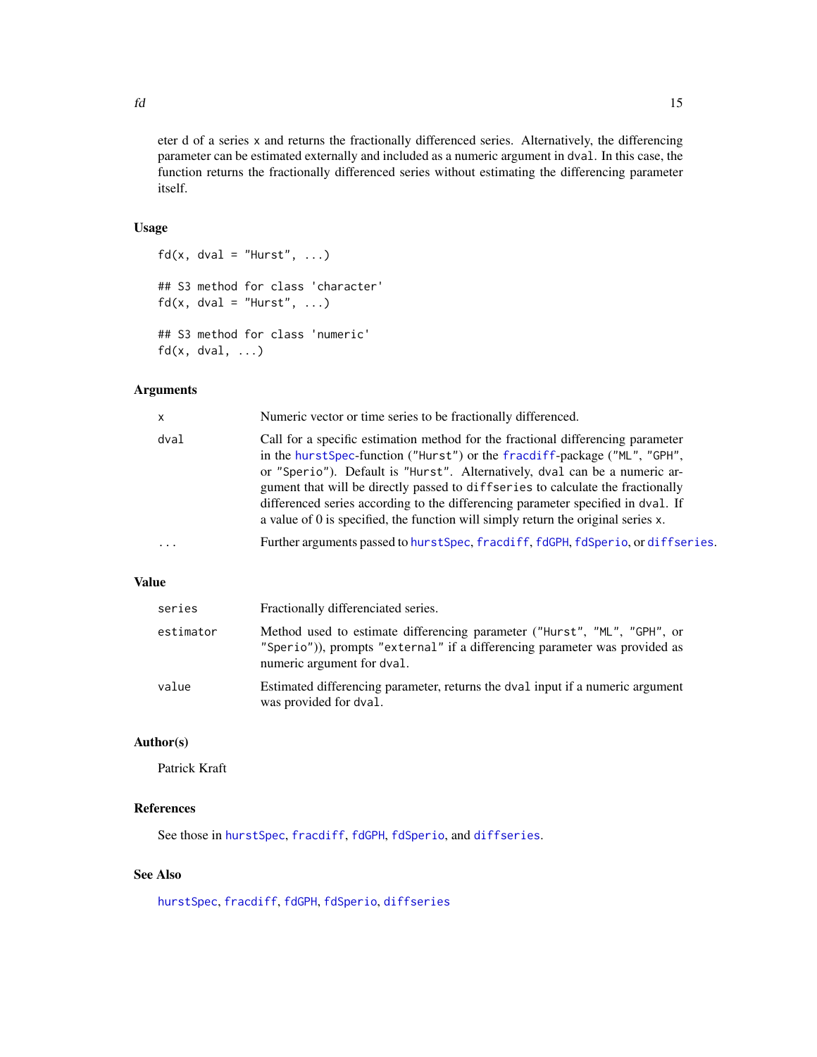eter d of a series x and returns the fractionally differenced series. Alternatively, the differencing parameter can be estimated externally and included as a numeric argument in dval. In this case, the function returns the fractionally differenced series without estimating the differencing parameter itself.

### Usage

```
fd(x, dval = "Hurst", ...)

## S3 method for class 'character'
fd(x, dval = "Hurst", ...)

## S3 method for class 'numeric'
fd(x, dval, ...)
```

### Arguments

| | |
|---|---|
| x | Numeric vector or time series to be fractionally differenced. |
| dval | Call for a specific estimation method for the fractional differencing parameter in the hurstSpec-function ("Hurst") or the fracdiff-package ("ML", "GPH", or "Sperio"). Default is "Hurst". Alternatively, dval can be a numeric argument that will be directly passed to diffseries to calculate the fractionally differenced series according to the differencing parameter specified in dval. If a value of 0 is specified, the function will simply return the original series x. |
| ... | Further arguments passed to hurstSpec, fracdiff, fdGPH, fdSperio, or diffseries. |

### Value

| | |
|---|---|
| series | Fractionally differenciated series. |
| estimator | Method used to estimate differencing parameter ("Hurst", "ML", "GPH", or "Sperio")), prompts "external" if a differencing parameter was provided as numeric argument for dval. |
| value | Estimated differencing parameter, returns the dval input if a numeric argument was provided for dval. |

### Author(s)

Patrick Kraft

### References

See those in hurstSpec, fracdiff, fdGPH, fdSperio, and diffseries.

### See Also

hurstSpec, fracdiff, fdGPH, fdSperio, diffseries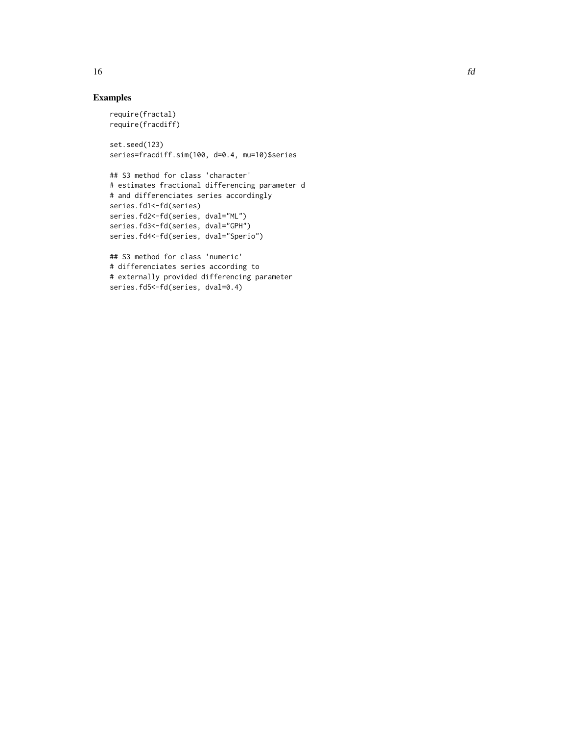## Examples

```
require(fractal)
require(fracdiff)

set.seed(123)
series=fracdiff.sim(100, d=0.4, mu=10)$series

## S3 method for class 'character'
# estimates fractional differencing parameter d
# and differenciates series accordingly
series.fd1<-fd(series)
series.fd2<-fd(series, dval="ML")
series.fd3<-fd(series, dval="GPH")
series.fd4<-fd(series, dval="Sperio")

## S3 method for class 'numeric'
# differenciates series according to
# externally provided differencing parameter
series.fd5<-fd(series, dval=0.4)
```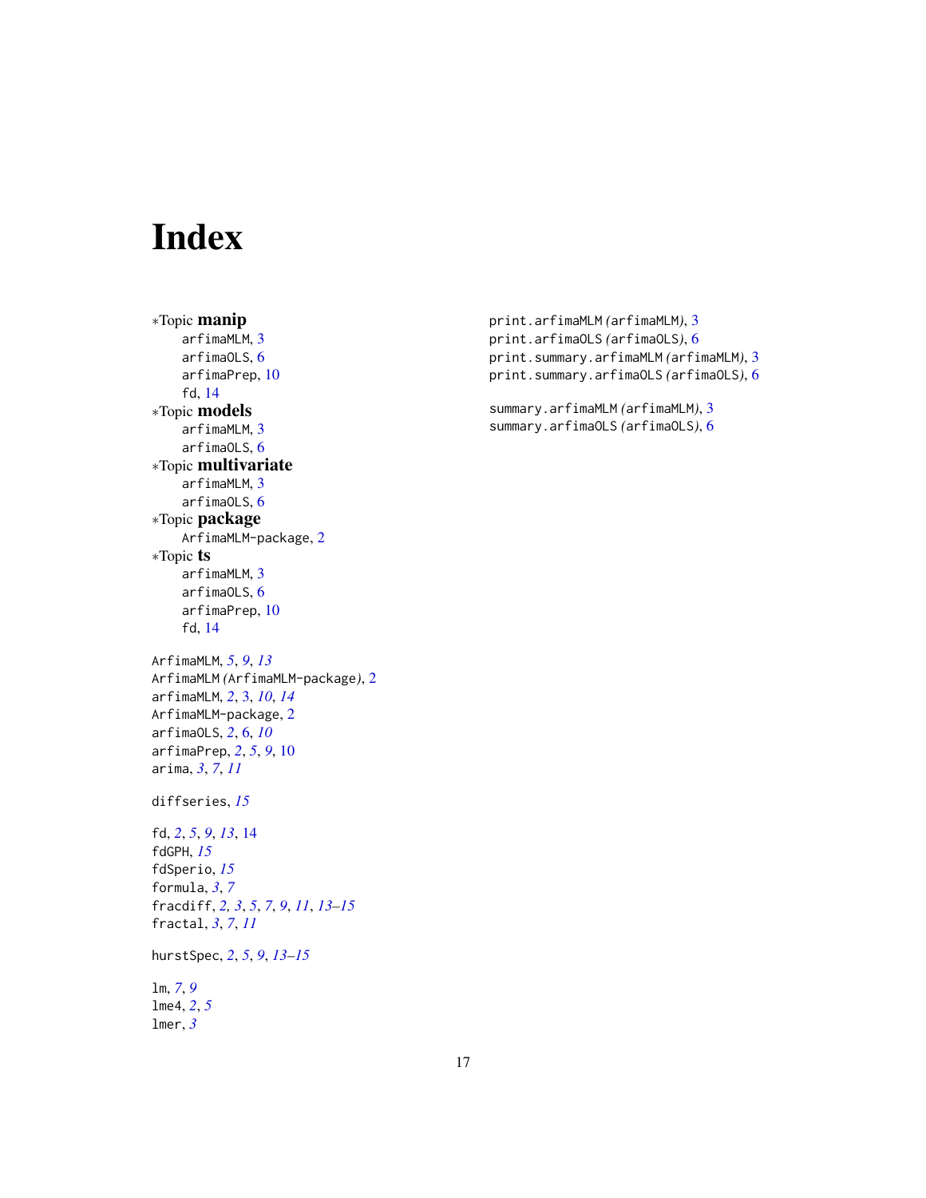# Index

*Topic **manip**
- arfimaMLM, 3
- arfimaOLS, 6
- arfimaPrep, 10
- fd, 14

*Topic **models**
- arfimaMLM, 3
- arfimaOLS, 6

*Topic **multivariate**
- arfimaMLM, 3
- arfimaOLS, 6

*Topic **package**
- ArfimaMLM-package, 2

*Topic **ts**
- arfimaMLM, 3
- arfimaOLS, 6
- arfimaPrep, 10
- fd, 14

ArfimaMLM, *5*, *9*, *13*
ArfimaMLM *(*ArfimaMLM-package*)*, 2
arfimaMLM, *2*, 3, *10*, *14*
ArfimaMLM-package, 2
arfimaOLS, *2*, 6, *10*
arfimaPrep, *2*, *5*, *9*, 10
arima, *3*, *7*, *11*

diffseries, *15*

fd, *2*, *5*, *9*, *13*, 14
fdGPH, *15*
fdSperio, *15*
formula, *3*, *7*
fracdiff, *2, 3*, *5*, *7*, *9*, *11*, *13–15*
fractal, *3*, *7*, *11*

hurstSpec, *2*, *5*, *9*, *13–15*

lm, *7*, *9*
lme4, *2*, *5*
lmer, *3*

print.arfimaMLM *(*arfimaMLM*)*, 3
print.arfimaOLS *(*arfimaOLS*)*, 6
print.summary.arfimaMLM *(*arfimaMLM*)*, 3
print.summary.arfimaOLS *(*arfimaOLS*)*, 6

summary.arfimaMLM *(*arfimaMLM*)*, 3
summary.arfimaOLS *(*arfimaOLS*)*, 6